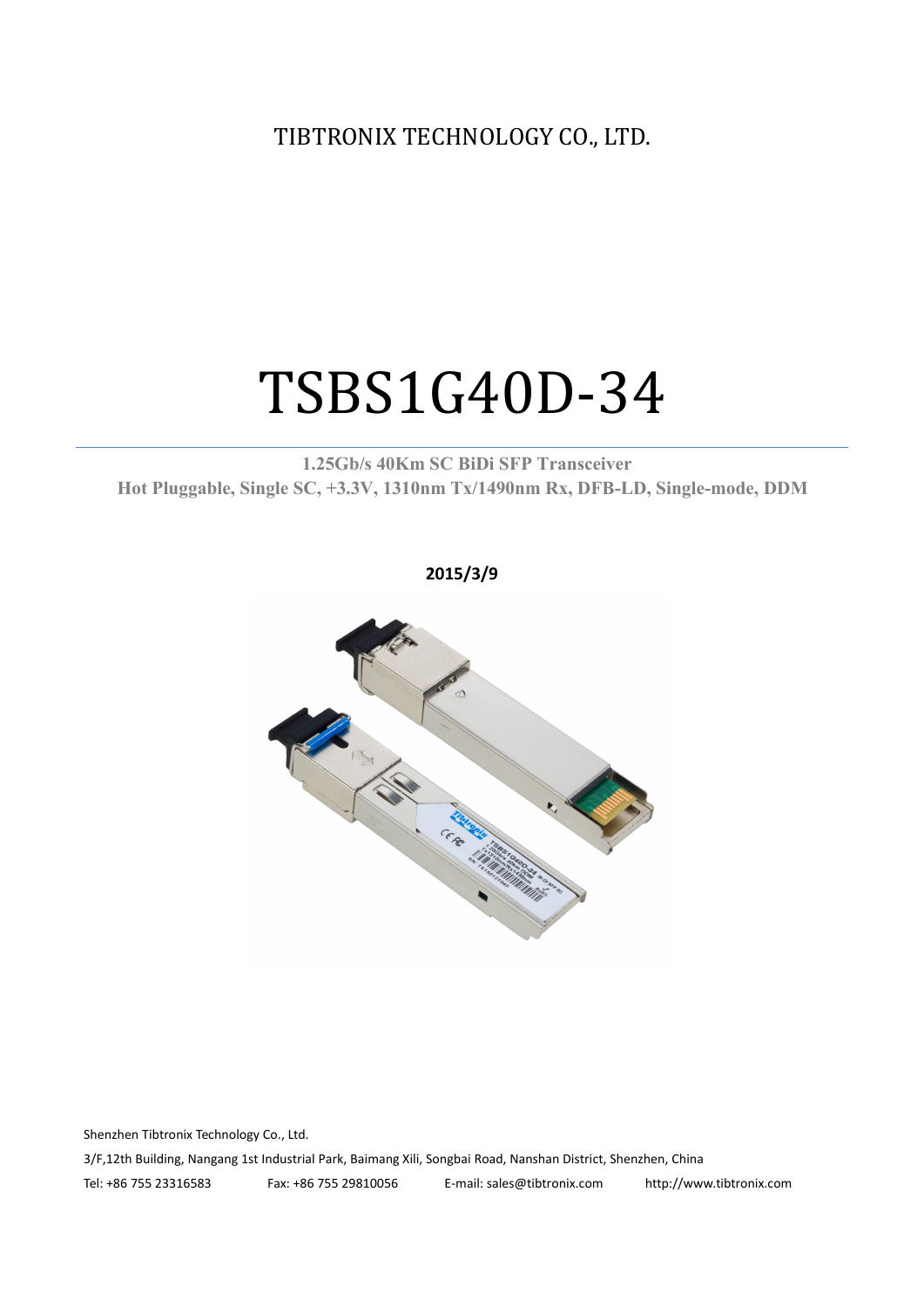TIBTRONIX TECHNOLOGY CO., LTD.

# TSBS1G40D-34

**1.25Gb/s 40Km SC BiDi SFP Transceiver**

**Hot Pluggable, Single SC, +3.3V, 1310nm Tx/1490nm Rx, DFB-LD, Single-mode, DDM**

**2015/3/9**

Shenzhen Tibtronix Technology Co., Ltd.

3/F,12th Building, Nangang 1st Industrial Park, Baimang Xili, Songbai Road, Nanshan District, Shenzhen, China

Tel: +86 755 23316583 Fax: +86 755 29810056 E-mail: sales@tibtronix.com http://www.tibtronix.com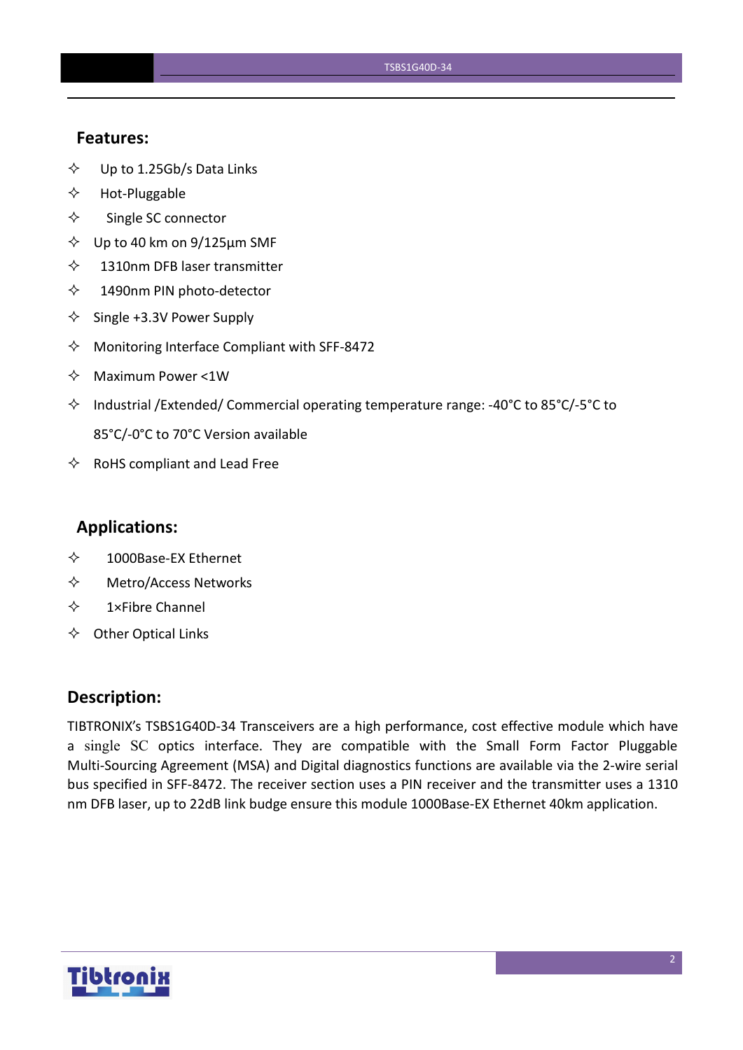## Features:

- ✧ Up to 1.25Gb/s Data Links
- ✧ Hot-Pluggable
- ✧ Single SC connector
- ✧ Up to 40 km on 9/125µm SMF
- ✧ 1310nm DFB laser transmitter
- ✧ 1490nm PIN photo-detector
- ✧ Single +3.3V Power Supply
- ✧ Monitoring Interface Compliant with SFF-8472
- ✧ Maximum Power <1W
- ✧ Industrial /Extended/ Commercial operating temperature range: -40°C to 85°C/-5°C to 85°C/-0°C to 70°C Version available
- ✧ RoHS compliant and Lead Free

## Applications:

- ✧ 1000Base-EX Ethernet
- ✧ Metro/Access Networks
- ✧ 1×Fibre Channel
- ✧ Other Optical Links

## Description:

TIBTRONIX's TSBS1G40D-34 Transceivers are a high performance, cost effective module which have a single SC optics interface. They are compatible with the Small Form Factor Pluggable Multi-Sourcing Agreement (MSA) and Digital diagnostics functions are available via the 2-wire serial bus specified in SFF-8472. The receiver section uses a PIN receiver and the transmitter uses a 1310 nm DFB laser, up to 22dB link budge ensure this module 1000Base-EX Ethernet 40km application.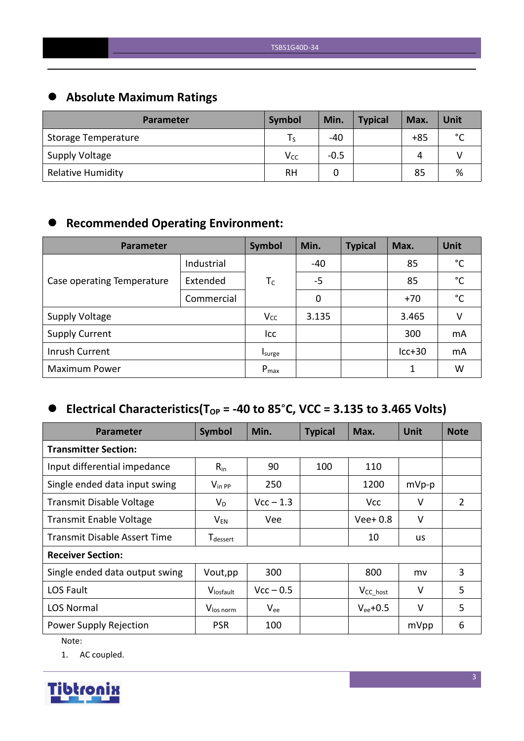## Absolute Maximum Ratings

| Parameter | Symbol | Min. | Typical | Max. | Unit |
|---|---|---|---|---|---|
| Storage Temperature | $T_S$ | -40 | | +85 | °C |
| Supply Voltage | $V_{CC}$ | -0.5 | | 4 | V |
| Relative Humidity | RH | 0 | | 85 | % |

## Recommended Operating Environment:

| Parameter | | Symbol | Min. | Typical | Max. | Unit |
|---|---|---|---|---|---|---|
| Case operating Temperature | Industrial | $T_C$ | -40 | | 85 | °C |
| | Extended | | -5 | | 85 | °C |
| | Commercial | | 0 | | +70 | °C |
| Supply Voltage | | $V_{CC}$ | 3.135 | | 3.465 | V |
| Supply Current | | Icc | | | 300 | mA |
| Inrush Current | | $I_{surge}$ | | | Icc+30 | mA |
| Maximum Power | | $P_{max}$ | | | 1 | W |

## Electrical Characteristics($T_{OP}$ = -40 to 85°C, VCC = 3.135 to 3.465 Volts)

| Parameter | Symbol | Min. | Typical | Max. | Unit | Note |
|---|---|---|---|---|---|---|
| **Transmitter Section:** | | | | | | |
| Input differential impedance | $R_{in}$ | 90 | 100 | 110 | | |
| Single ended data input swing | $V_{in\ PP}$ | 250 | | 1200 | mVp-p | |
| Transmit Disable Voltage | $V_D$ | Vcc – 1.3 | | Vcc | V | 2 |
| Transmit Enable Voltage | $V_{EN}$ | Vee | | Vee+ 0.8 | V | |
| Transmit Disable Assert Time | $T_{dessert}$ | | | 10 | us | |
| **Receiver Section:** | | | | | | |
| Single ended data output swing | Vout,pp | 300 | | 800 | mv | 3 |
| LOS Fault | $V_{losfault}$ | Vcc – 0.5 | | $V_{CC\_host}$ | V | 5 |
| LOS Normal | $V_{los\ norm}$ | $V_{ee}$ | | $V_{ee}$+0.5 | V | 5 |
| Power Supply Rejection | PSR | 100 | | | mVpp | 6 |

Note:

1. AC coupled.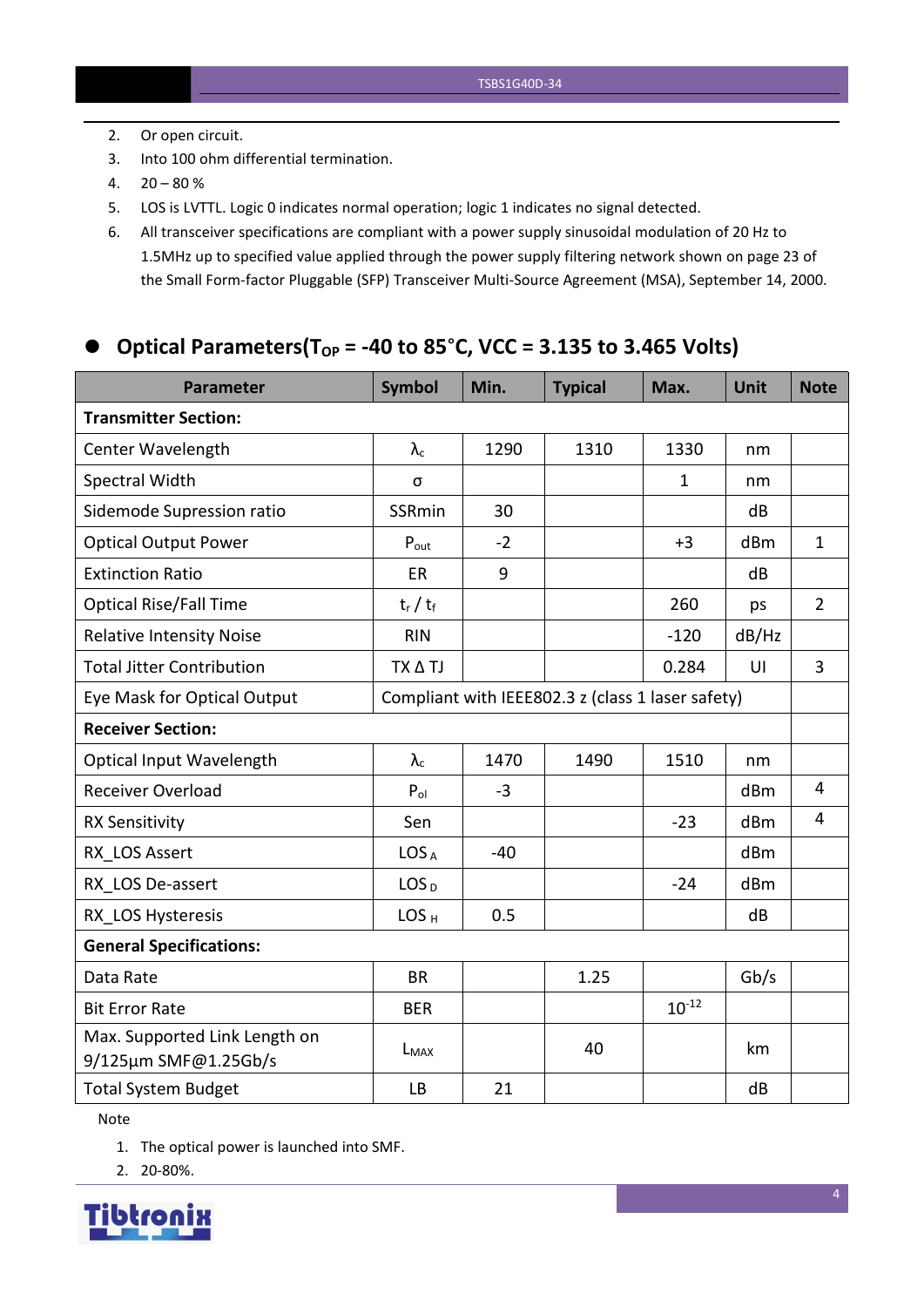2. Or open circuit.
3. Into 100 ohm differential termination.
4. 20 – 80 %
5. LOS is LVTTL. Logic 0 indicates normal operation; logic 1 indicates no signal detected.
6. All transceiver specifications are compliant with a power supply sinusoidal modulation of 20 Hz to 1.5MHz up to specified value applied through the power supply filtering network shown on page 23 of the Small Form-factor Pluggable (SFP) Transceiver Multi-Source Agreement (MSA), September 14, 2000.

## Optical Parameters($T_{OP}$ = -40 to 85°C, VCC = 3.135 to 3.465 Volts)

| Parameter | Symbol | Min. | Typical | Max. | Unit | Note |
|---|---|---|---|---|---|---|
| **Transmitter Section:** | | | | | | |
| Center Wavelength | $\lambda_c$ | 1290 | 1310 | 1330 | nm | |
| Spectral Width | σ | | | 1 | nm | |
| Sidemode Supression ratio | SSRmin | 30 | | | dB | |
| Optical Output Power | $P_{out}$ | -2 | | +3 | dBm | 1 |
| Extinction Ratio | ER | 9 | | | dB | |
| Optical Rise/Fall Time | $t_r$ / $t_f$ | | | 260 | ps | 2 |
| Relative Intensity Noise | RIN | | | -120 | dB/Hz | |
| Total Jitter Contribution | TX Δ TJ | | | 0.284 | UI | 3 |
| Eye Mask for Optical Output | Compliant with IEEE802.3 z (class 1 laser safety) | | | | | |
| **Receiver Section:** | | | | | | |
| Optical Input Wavelength | $\lambda_c$ | 1470 | 1490 | 1510 | nm | |
| Receiver Overload | $P_{ol}$ | -3 | | | dBm | 4 |
| RX Sensitivity | Sen | | | -23 | dBm | 4 |
| RX_LOS Assert | $LOS_A$ | -40 | | | dBm | |
| RX_LOS De-assert | $LOS_D$ | | | -24 | dBm | |
| RX_LOS Hysteresis | $LOS_H$ | 0.5 | | | dB | |
| **General Specifications:** | | | | | | |
| Data Rate | BR | | 1.25 | | Gb/s | |
| Bit Error Rate | BER | | | $10^{-12}$ | | |
| Max. Supported Link Length on 9/125µm SMF@1.25Gb/s | $L_{MAX}$ | | 40 | | km | |
| Total System Budget | LB | 21 | | | dB | |

Note

1. The optical power is launched into SMF.
2. 20-80%.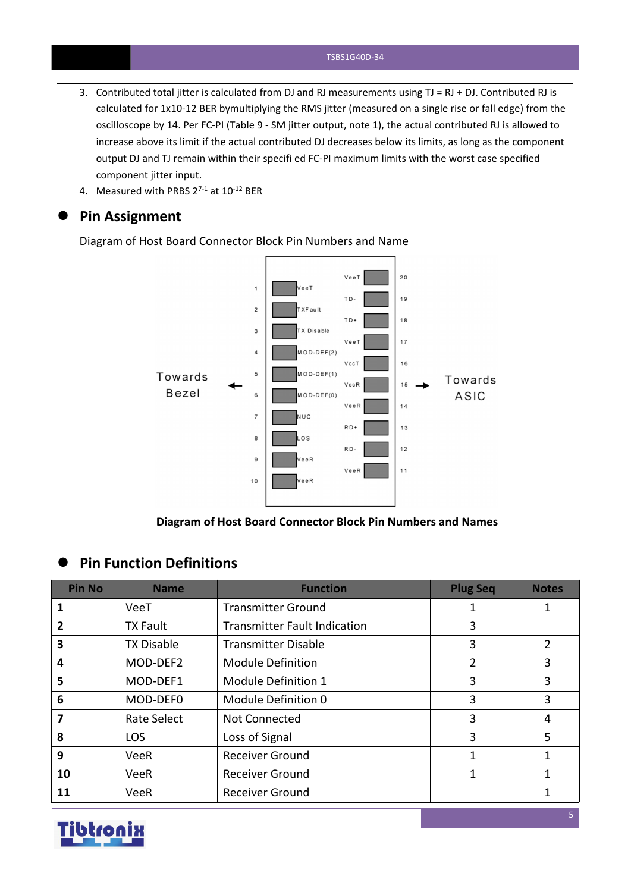3. Contributed total jitter is calculated from DJ and RJ measurements using TJ = RJ + DJ. Contributed RJ is calculated for 1x10-12 BER bymultiplying the RMS jitter (measured on a single rise or fall edge) from the oscilloscope by 14. Per FC-PI (Table 9 - SM jitter output, note 1), the actual contributed RJ is allowed to increase above its limit if the actual contributed DJ decreases below its limits, as long as the component output DJ and TJ remain within their specifi ed FC-PI maximum limits with the worst case specified component jitter input.
4. Measured with PRBS $2^{7-1}$ at $10^{-12}$ BER

## Pin Assignment

Diagram of Host Board Connector Block Pin Numbers and Name

Towards Bezel ← | → Towards ASIC

| Pin | Name | Pin | Name |
|---|---|---|---|
| 1 | VeeT | 20 | VeeT |
| 2 | TXFault | 19 | TD- |
| 3 | TX Disable | 18 | TD+ |
| 4 | MOD-DEF(2) | 17 | VeeT |
| 5 | MOD-DEF(1) | 16 | VccT |
| 6 | MOD-DEF(0) | 15 | VccR |
| 7 | NUC | 14 | VeeR |
| 8 | LOS | 13 | RD+ |
| 9 | VeeR | 12 | RD- |
| 10 | VeeR | 11 | VeeR |

**Diagram of Host Board Connector Block Pin Numbers and Names**

## Pin Function Definitions

| Pin No | Name | Function | Plug Seq | Notes |
|---|---|---|---|---|
| **1** | VeeT | Transmitter Ground | 1 | 1 |
| **2** | TX Fault | Transmitter Fault Indication | 3 | |
| **3** | TX Disable | Transmitter Disable | 3 | 2 |
| **4** | MOD-DEF2 | Module Definition | 2 | 3 |
| **5** | MOD-DEF1 | Module Definition 1 | 3 | 3 |
| **6** | MOD-DEF0 | Module Definition 0 | 3 | 3 |
| **7** | Rate Select | Not Connected | 3 | 4 |
| **8** | LOS | Loss of Signal | 3 | 5 |
| **9** | VeeR | Receiver Ground | 1 | 1 |
| **10** | VeeR | Receiver Ground | 1 | 1 |
| **11** | VeeR | Receiver Ground | | 1 |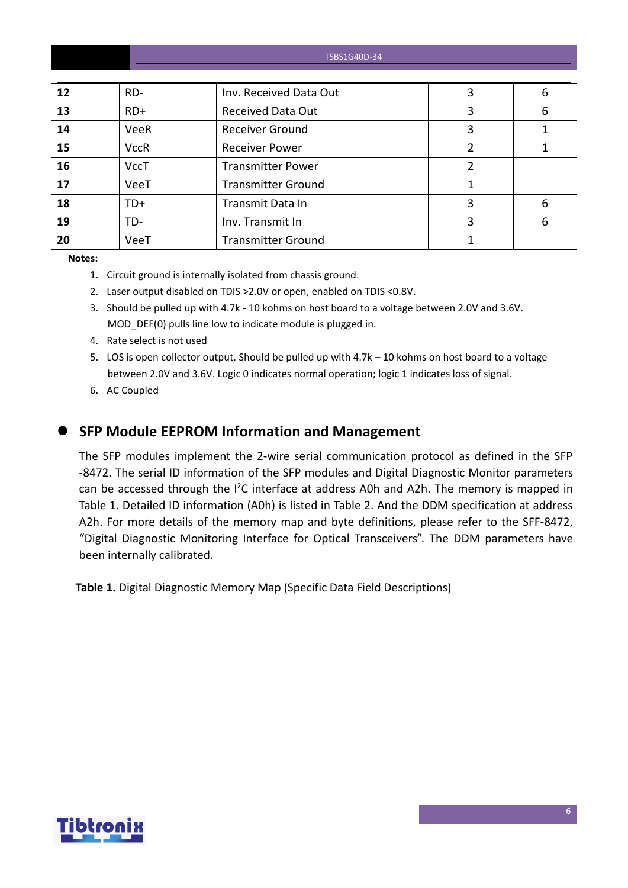| 12 | RD- | Inv. Received Data Out | 3 | 6 |
|---|---|---|---|---|
| 13 | RD+ | Received Data Out | 3 | 6 |
| 14 | VeeR | Receiver Ground | 3 | 1 |
| 15 | VccR | Receiver Power | 2 | 1 |
| 16 | VccT | Transmitter Power | 2 | |
| 17 | VeeT | Transmitter Ground | 1 | |
| 18 | TD+ | Transmit Data In | 3 | 6 |
| 19 | TD- | Inv. Transmit In | 3 | 6 |
| 20 | VeeT | Transmitter Ground | 1 | |

**Notes:**

1. Circuit ground is internally isolated from chassis ground.
2. Laser output disabled on TDIS >2.0V or open, enabled on TDIS <0.8V.
3. Should be pulled up with 4.7k - 10 kohms on host board to a voltage between 2.0V and 3.6V. MOD_DEF(0) pulls line low to indicate module is plugged in.
4. Rate select is not used
5. LOS is open collector output. Should be pulled up with 4.7k – 10 kohms on host board to a voltage between 2.0V and 3.6V. Logic 0 indicates normal operation; logic 1 indicates loss of signal.
6. AC Coupled

## SFP Module EEPROM Information and Management

The SFP modules implement the 2-wire serial communication protocol as defined in the SFP -8472. The serial ID information of the SFP modules and Digital Diagnostic Monitor parameters can be accessed through the $I^2C$ interface at address A0h and A2h. The memory is mapped in Table 1. Detailed ID information (A0h) is listed in Table 2. And the DDM specification at address A2h. For more details of the memory map and byte definitions, please refer to the SFF-8472, "Digital Diagnostic Monitoring Interface for Optical Transceivers". The DDM parameters have been internally calibrated.

**Table 1.** Digital Diagnostic Memory Map (Specific Data Field Descriptions)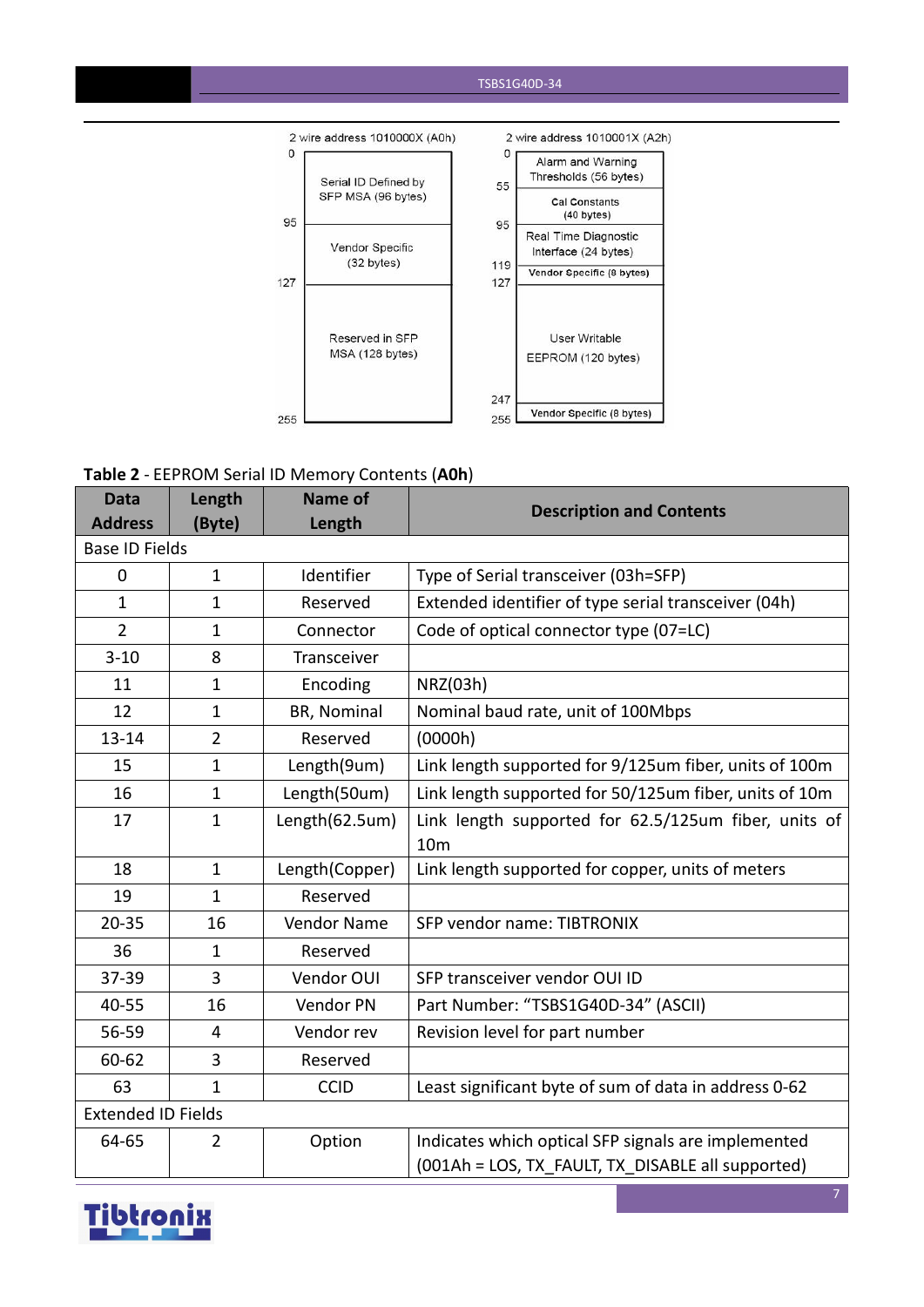2 wire address 1010000X (A0h)

| Address | Contents |
|---|---|
| 0–95 | Serial ID Defined by SFP MSA (96 bytes) |
| 95–127 | Vendor Specific (32 bytes) |
| 127–255 | Reserved in SFP MSA (128 bytes) |

2 wire address 1010001X (A2h)

| Address | Contents |
|---|---|
| 0–55 | Alarm and Warning Thresholds (56 bytes) |
| 55–95 | Cal Constants (40 bytes) |
| 95–119 | Real Time Diagnostic Interface (24 bytes) |
| 119–127 | Vendor Specific (8 bytes) |
| 127–247 | User Writable EEPROM (120 bytes) |
| 247–255 | Vendor Specific (8 bytes) |

**Table 2** - EEPROM Serial ID Memory Contents (**A0h**)

| Data Address | Length (Byte) | Name of Length | Description and Contents |
|---|---|---|---|
| Base ID Fields | | | |
| 0 | 1 | Identifier | Type of Serial transceiver (03h=SFP) |
| 1 | 1 | Reserved | Extended identifier of type serial transceiver (04h) |
| 2 | 1 | Connector | Code of optical connector type (07=LC) |
| 3-10 | 8 | Transceiver | |
| 11 | 1 | Encoding | NRZ(03h) |
| 12 | 1 | BR, Nominal | Nominal baud rate, unit of 100Mbps |
| 13-14 | 2 | Reserved | (0000h) |
| 15 | 1 | Length(9um) | Link length supported for 9/125um fiber, units of 100m |
| 16 | 1 | Length(50um) | Link length supported for 50/125um fiber, units of 10m |
| 17 | 1 | Length(62.5um) | Link length supported for 62.5/125um fiber, units of 10m |
| 18 | 1 | Length(Copper) | Link length supported for copper, units of meters |
| 19 | 1 | Reserved | |
| 20-35 | 16 | Vendor Name | SFP vendor name: TIBTRONIX |
| 36 | 1 | Reserved | |
| 37-39 | 3 | Vendor OUI | SFP transceiver vendor OUI ID |
| 40-55 | 16 | Vendor PN | Part Number: "TSBS1G40D-34" (ASCII) |
| 56-59 | 4 | Vendor rev | Revision level for part number |
| 60-62 | 3 | Reserved | |
| 63 | 1 | CCID | Least significant byte of sum of data in address 0-62 |
| Extended ID Fields | | | |
| 64-65 | 2 | Option | Indicates which optical SFP signals are implemented (001Ah = LOS, TX_FAULT, TX_DISABLE all supported) |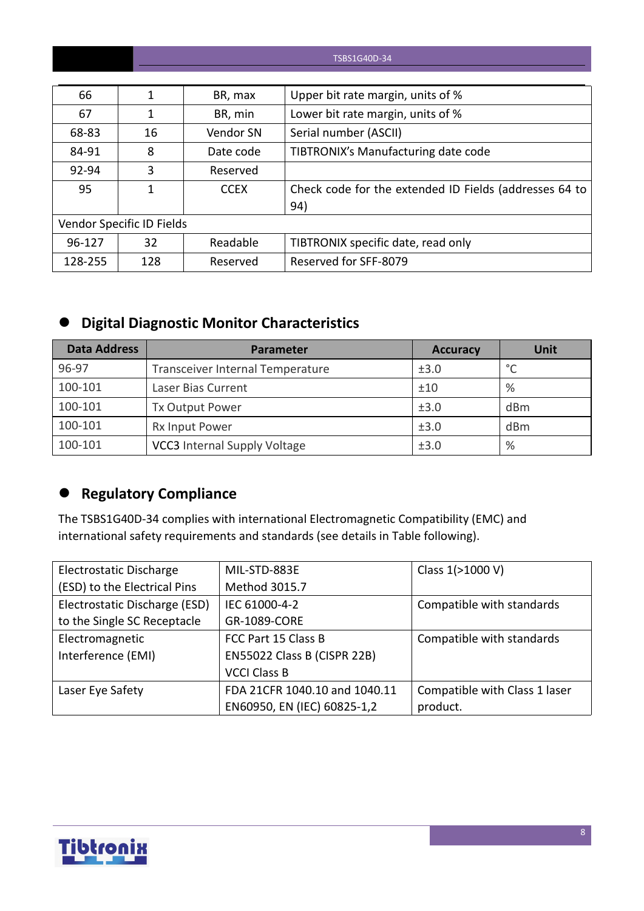| 66 | 1 | BR, max | Upper bit rate margin, units of % |
|---|---|---|---|
| 67 | 1 | BR, min | Lower bit rate margin, units of % |
| 68-83 | 16 | Vendor SN | Serial number (ASCII) |
| 84-91 | 8 | Date code | TIBTRONIX's Manufacturing date code |
| 92-94 | 3 | Reserved | |
| 95 | 1 | CCEX | Check code for the extended ID Fields (addresses 64 to 94) |
| Vendor Specific ID Fields | | | |
| 96-127 | 32 | Readable | TIBTRONIX specific date, read only |
| 128-255 | 128 | Reserved | Reserved for SFF-8079 |

## Digital Diagnostic Monitor Characteristics

| Data Address | Parameter | Accuracy | Unit |
|---|---|---|---|
| 96-97 | Transceiver Internal Temperature | ±3.0 | °C |
| 100-101 | Laser Bias Current | ±10 | % |
| 100-101 | Tx Output Power | ±3.0 | dBm |
| 100-101 | Rx Input Power | ±3.0 | dBm |
| 100-101 | VCC3 Internal Supply Voltage | ±3.0 | % |

## Regulatory Compliance

The TSBS1G40D-34 complies with international Electromagnetic Compatibility (EMC) and international safety requirements and standards (see details in Table following).

| Electrostatic Discharge (ESD) to the Electrical Pins | MIL-STD-883E Method 3015.7 | Class 1(>1000 V) |
|---|---|---|
| Electrostatic Discharge (ESD) to the Single SC Receptacle | IEC 61000-4-2 GR-1089-CORE | Compatible with standards |
| Electromagnetic Interference (EMI) | FCC Part 15 Class B EN55022 Class B (CISPR 22B) VCCI Class B | Compatible with standards |
| Laser Eye Safety | FDA 21CFR 1040.10 and 1040.11 EN60950, EN (IEC) 60825-1,2 | Compatible with Class 1 laser product. |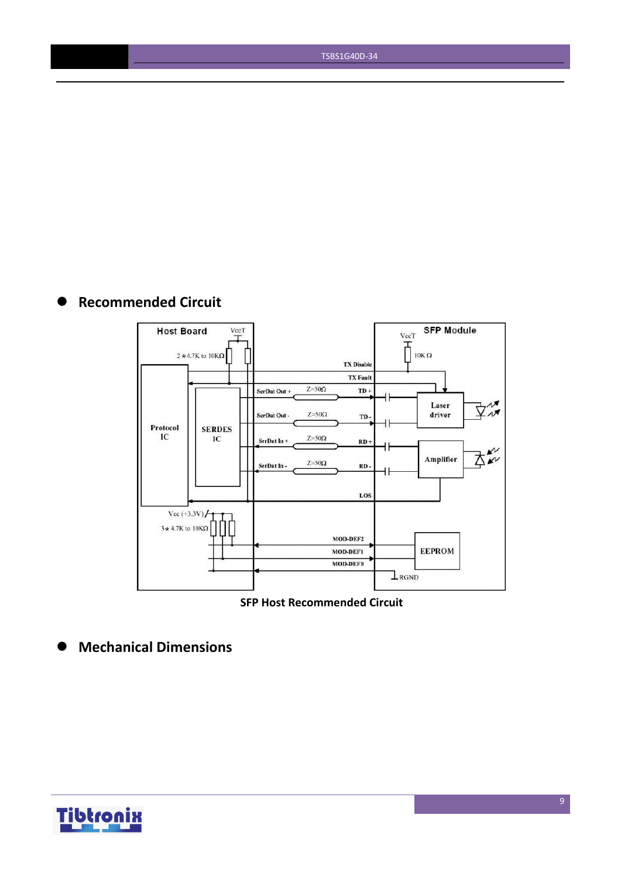## Recommended Circuit

SFP Host Recommended Circuit

## Mechanical Dimensions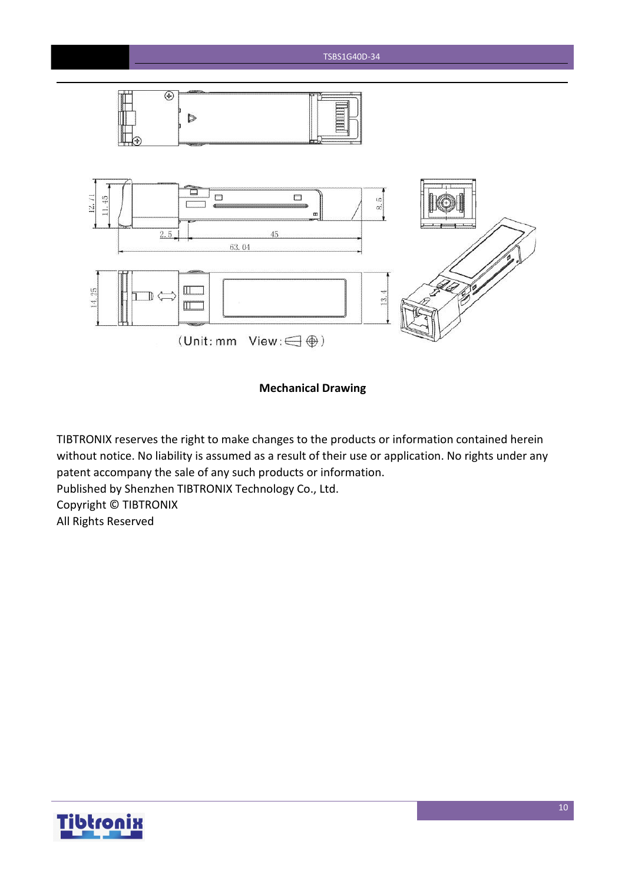12.71
11.45
2.5
45
63.04
8.5
14.25
13.4
(Unit: mm View: )

**Mechanical Drawing**

TIBTRONIX reserves the right to make changes to the products or information contained herein without notice. No liability is assumed as a result of their use or application. No rights under any patent accompany the sale of any such products or information.
Published by Shenzhen TIBTRONIX Technology Co., Ltd.
Copyright © TIBTRONIX
All Rights Reserved